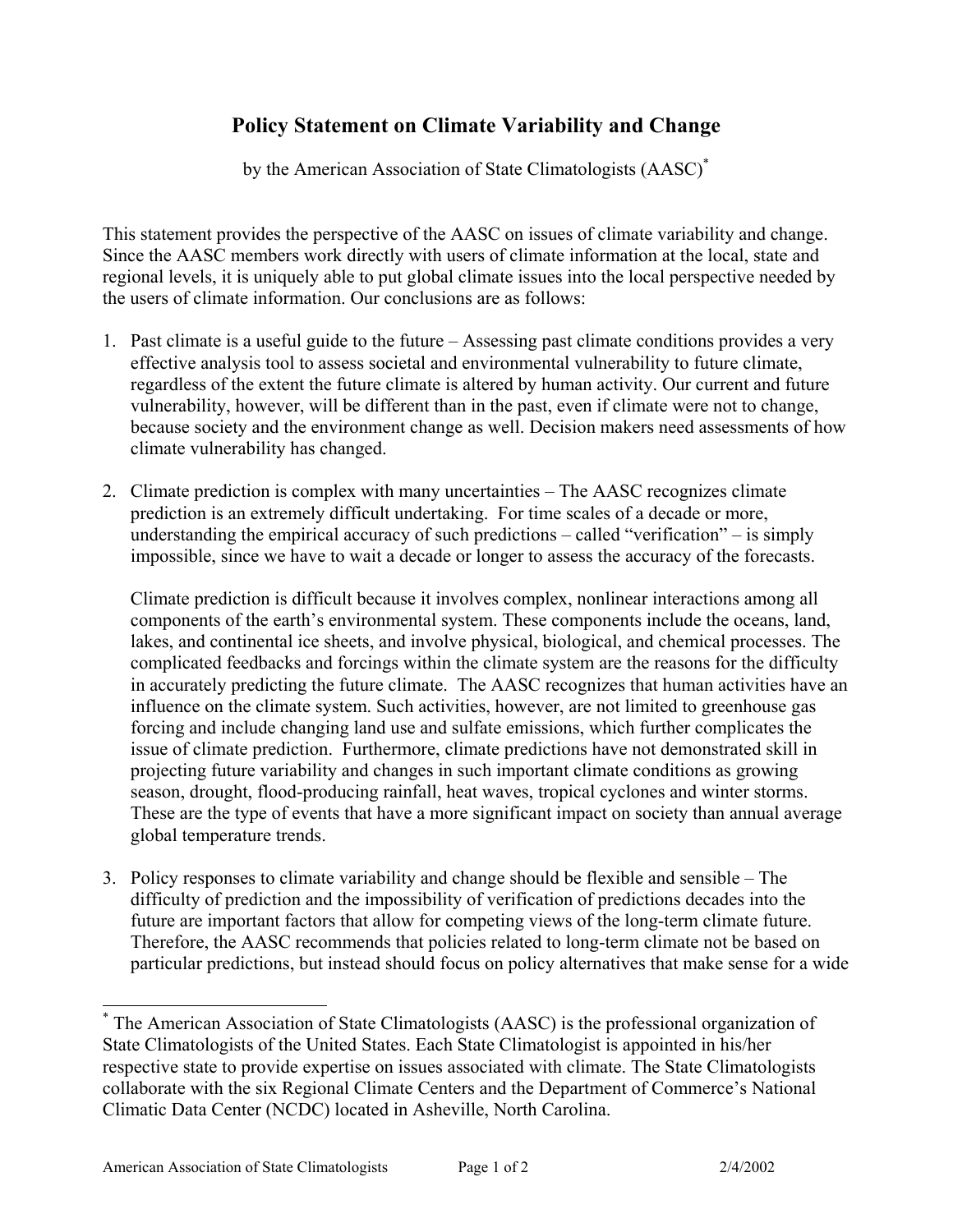# Policy Statement on Climate Variability and Change

by the American Association of State Climatologists (AASC)*

This statement provides the perspective of the AASC on issues of climate variability and change. Since the AASC members work directly with users of climate information at the local, state and regional levels, it is uniquely able to put global climate issues into the local perspective needed by the users of climate information. Our conclusions are as follows:

1. Past climate is a useful guide to the future – Assessing past climate conditions provides a very effective analysis tool to assess societal and environmental vulnerability to future climate, regardless of the extent the future climate is altered by human activity. Our current and future vulnerability, however, will be different than in the past, even if climate were not to change, because society and the environment change as well. Decision makers need assessments of how climate vulnerability has changed.

2. Climate prediction is complex with many uncertainties – The AASC recognizes climate prediction is an extremely difficult undertaking. For time scales of a decade or more, understanding the empirical accuracy of such predictions – called "verification" – is simply impossible, since we have to wait a decade or longer to assess the accuracy of the forecasts.

   Climate prediction is difficult because it involves complex, nonlinear interactions among all components of the earth's environmental system. These components include the oceans, land, lakes, and continental ice sheets, and involve physical, biological, and chemical processes. The complicated feedbacks and forcings within the climate system are the reasons for the difficulty in accurately predicting the future climate. The AASC recognizes that human activities have an influence on the climate system. Such activities, however, are not limited to greenhouse gas forcing and include changing land use and sulfate emissions, which further complicates the issue of climate prediction. Furthermore, climate predictions have not demonstrated skill in projecting future variability and changes in such important climate conditions as growing season, drought, flood-producing rainfall, heat waves, tropical cyclones and winter storms. These are the type of events that have a more significant impact on society than annual average global temperature trends.

3. Policy responses to climate variability and change should be flexible and sensible – The difficulty of prediction and the impossibility of verification of predictions decades into the future are important factors that allow for competing views of the long-term climate future. Therefore, the AASC recommends that policies related to long-term climate not be based on particular predictions, but instead should focus on policy alternatives that make sense for a wide

---

* The American Association of State Climatologists (AASC) is the professional organization of State Climatologists of the United States. Each State Climatologist is appointed in his/her respective state to provide expertise on issues associated with climate. The State Climatologists collaborate with the six Regional Climate Centers and the Department of Commerce's National Climatic Data Center (NCDC) located in Asheville, North Carolina.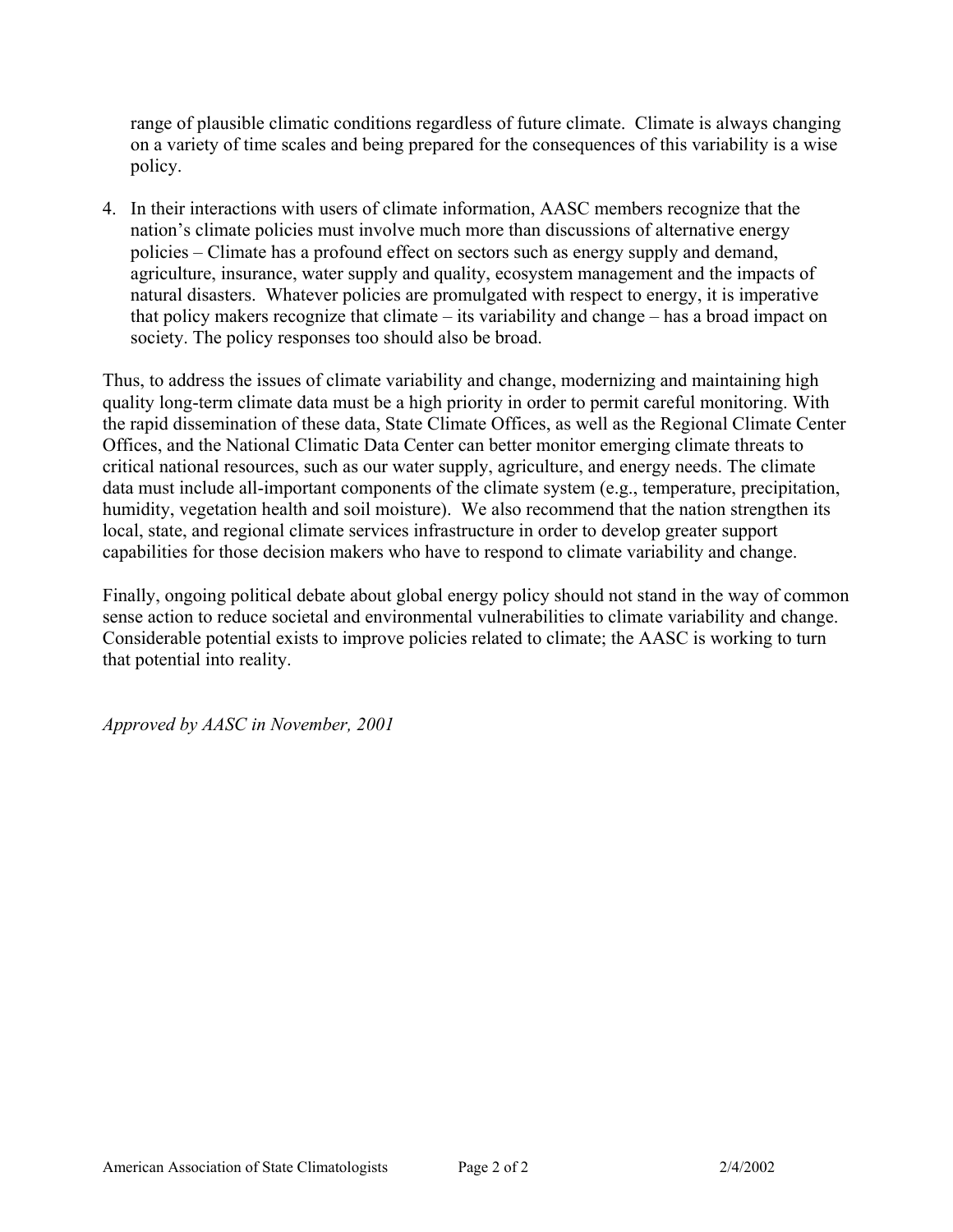range of plausible climatic conditions regardless of future climate. Climate is always changing on a variety of time scales and being prepared for the consequences of this variability is a wise policy.

4. In their interactions with users of climate information, AASC members recognize that the nation's climate policies must involve much more than discussions of alternative energy policies – Climate has a profound effect on sectors such as energy supply and demand, agriculture, insurance, water supply and quality, ecosystem management and the impacts of natural disasters. Whatever policies are promulgated with respect to energy, it is imperative that policy makers recognize that climate – its variability and change – has a broad impact on society. The policy responses too should also be broad.

Thus, to address the issues of climate variability and change, modernizing and maintaining high quality long-term climate data must be a high priority in order to permit careful monitoring. With the rapid dissemination of these data, State Climate Offices, as well as the Regional Climate Center Offices, and the National Climatic Data Center can better monitor emerging climate threats to critical national resources, such as our water supply, agriculture, and energy needs. The climate data must include all-important components of the climate system (e.g., temperature, precipitation, humidity, vegetation health and soil moisture). We also recommend that the nation strengthen its local, state, and regional climate services infrastructure in order to develop greater support capabilities for those decision makers who have to respond to climate variability and change.

Finally, ongoing political debate about global energy policy should not stand in the way of common sense action to reduce societal and environmental vulnerabilities to climate variability and change. Considerable potential exists to improve policies related to climate; the AASC is working to turn that potential into reality.

*Approved by AASC in November, 2001*